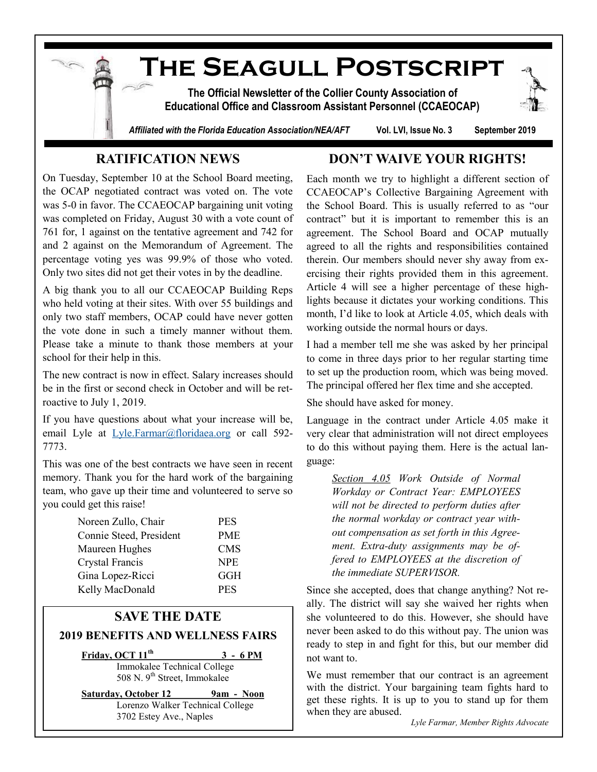# The Seagull Postscript

**The Official Newsletter of the Collier County Association of Educational Office and Classroom Assistant Personnel (CCAEOCAP)**

*Affiliated with the Florida Education Association/NEA/AFT* **Vol. LVI, Issue No. 3** **September 2019**

## RATIFICATION NEWS

On Tuesday, September 10 at the School Board meeting, the OCAP negotiated contract was voted on. The vote was 5-0 in favor. The CCAEOCAP bargaining unit voting was completed on Friday, August 30 with a vote count of 761 for, 1 against on the tentative agreement and 742 for and 2 against on the Memorandum of Agreement. The percentage voting yes was 99.9% of those who voted. Only two sites did not get their votes in by the deadline.

A big thank you to all our CCAEOCAP Building Reps who held voting at their sites. With over 55 buildings and only two staff members, OCAP could have never gotten the vote done in such a timely manner without them. Please take a minute to thank those members at your school for their help in this.

The new contract is now in effect. Salary increases should be in the first or second check in October and will be retroactive to July 1, 2019.

If you have questions about what your increase will be, email Lyle at Lyle.Farmar@floridaea.org or call 592-7773.

This was one of the best contracts we have seen in recent memory. Thank you for the hard work of the bargaining team, who gave up their time and volunteered to serve so you could get this raise!

| | |
|---|---|
| Noreen Zullo, Chair | PES |
| Connie Steed, President | PME |
| Maureen Hughes | CMS |
| Crystal Francis | NPE |
| Gina Lopez-Ricci | GGH |
| Kelly MacDonald | PES |

## SAVE THE DATE

### 2019 BENEFITS AND WELLNESS FAIRS

**Friday, OCT 11th 3 - 6 PM**
Immokalee Technical College
508 N. 9th Street, Immokalee

**Saturday, October 12 9am - Noon**
Lorenzo Walker Technical College
3702 Estey Ave., Naples

## DON'T WAIVE YOUR RIGHTS!

Each month we try to highlight a different section of CCAEOCAP's Collective Bargaining Agreement with the School Board. This is usually referred to as "our contract" but it is important to remember this is an agreement. The School Board and OCAP mutually agreed to all the rights and responsibilities contained therein. Our members should never shy away from exercising their rights provided them in this agreement. Article 4 will see a higher percentage of these highlights because it dictates your working conditions. This month, I'd like to look at Article 4.05, which deals with working outside the normal hours or days.

I had a member tell me she was asked by her principal to come in three days prior to her regular starting time to set up the production room, which was being moved. The principal offered her flex time and she accepted.

She should have asked for money.

Language in the contract under Article 4.05 make it very clear that administration will not direct employees to do this without paying them. Here is the actual language:

> *Section 4.05 Work Outside of Normal Workday or Contract Year: EMPLOYEES will not be directed to perform duties after the normal workday or contract year without compensation as set forth in this Agreement. Extra-duty assignments may be offered to EMPLOYEES at the discretion of the immediate SUPERVISOR.*

Since she accepted, does that change anything? Not really. The district will say she waived her rights when she volunteered to do this. However, she should have never been asked to do this without pay. The union was ready to step in and fight for this, but our member did not want to.

We must remember that our contract is an agreement with the district. Your bargaining team fights hard to get these rights. It is up to you to stand up for them when they are abused.

*Lyle Farmar, Member Rights Advocate*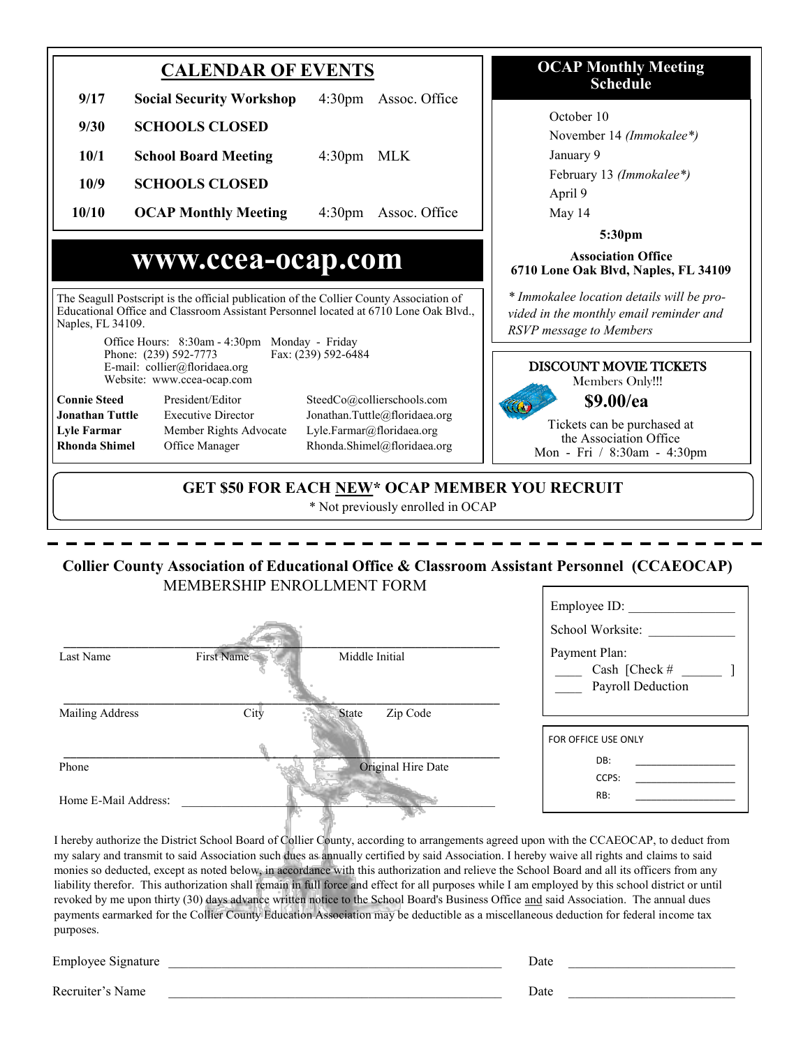## CALENDAR OF EVENTS

| | | | |
|---|---|---|---|
| 9/17 | **Social Security Workshop** | 4:30pm | Assoc. Office |
| 9/30 | **SCHOOLS CLOSED** | | |
| 10/1 | **School Board Meeting** | 4:30pm | MLK |
| 10/9 | **SCHOOLS CLOSED** | | |
| 10/10 | **OCAP Monthly Meeting** | 4:30pm | Assoc. Office |

# www.ccea-ocap.com

The Seagull Postscript is the official publication of the Collier County Association of Educational Office and Classroom Assistant Personnel located at 6710 Lone Oak Blvd., Naples, FL 34109.

Office Hours: 8:30am - 4:30pm Monday - Friday
Phone: (239) 592-7773 Fax: (239) 592-6484
E-mail: collier@floridaea.org
Website: www.ccea-ocap.com

| | | |
|---|---|---|
| **Connie Steed** | President/Editor | SteedCo@collierschools.com |
| **Jonathan Tuttle** | Executive Director | Jonathan.Tuttle@floridaea.org |
| **Lyle Farmar** | Member Rights Advocate | Lyle.Farmar@floridaea.org |
| **Rhonda Shimel** | Office Manager | Rhonda.Shimel@floridaea.org |

## OCAP Monthly Meeting Schedule

October 10
November 14 *(Immokalee\*)*
January 9
February 13 *(Immokalee\*)*
April 9
May 14

**5:30pm**

**Association Office**
**6710 Lone Oak Blvd, Naples, FL 34109**

*\* Immokalee location details will be provided in the monthly email reminder and RSVP message to Members*

## DISCOUNT MOVIE TICKETS

Members Only!!!

**$9.00/ea**

Tickets can be purchased at the Association Office
Mon - Fri / 8:30am - 4:30pm

## GET $50 FOR EACH NEW* OCAP MEMBER YOU RECRUIT

\* Not previously enrolled in OCAP

---

## Collier County Association of Educational Office & Classroom Assistant Personnel (CCAEOCAP)

MEMBERSHIP ENROLLMENT FORM

Last Name ____ First Name ____ Middle Initial ____

Mailing Address ____ City ____ State ____ Zip Code ____

Phone ____ Original Hire Date ____

Home E-Mail Address: ____

Employee ID: ____

School Worksite: ____

Payment Plan:
____ Cash [Check # ______ ]
____ Payroll Deduction

FOR OFFICE USE ONLY
DB: ____
CCPS: ____
RB: ____

I hereby authorize the District School Board of Collier County, according to arrangements agreed upon with the CCAEOCAP, to deduct from my salary and transmit to said Association such dues as annually certified by said Association. I hereby waive all rights and claims to said monies so deducted, except as noted below, in accordance with this authorization and relieve the School Board and all its officers from any liability therefor. This authorization shall remain in full force and effect for all purposes while I am employed by this school district or until revoked by me upon thirty (30) days advance written notice to the School Board's Business Office and said Association. The annual dues payments earmarked for the Collier County Education Association may be deductible as a miscellaneous deduction for federal income tax purposes.

Employee Signature ____ Date ____

Recruiter's Name ____ Date ____